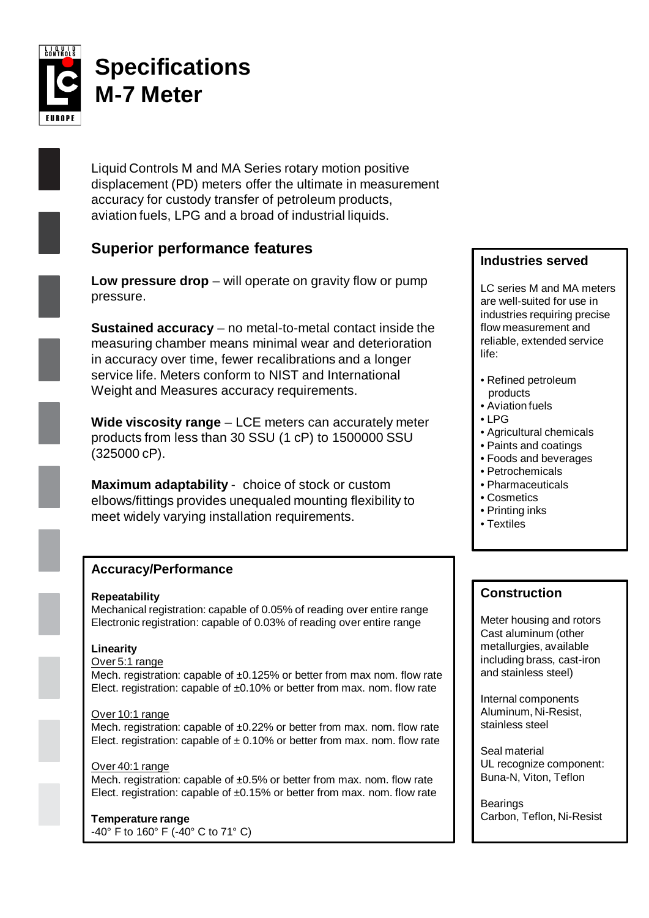# Specifications
# M-7 Meter

Liquid Controls M and MA Series rotary motion positive displacement (PD) meters offer the ultimate in measurement accuracy for custody transfer of petroleum products, aviation fuels, LPG and a broad of industrial liquids.

## Superior performance features

**Low pressure drop** – will operate on gravity flow or pump pressure.

**Sustained accuracy** – no metal-to-metal contact inside the measuring chamber means minimal wear and deterioration in accuracy over time, fewer recalibrations and a longer service life. Meters conform to NIST and International Weight and Measures accuracy requirements.

**Wide viscosity range** – LCE meters can accurately meter products from less than 30 SSU (1 cP) to 1500000 SSU (325000 cP).

**Maximum adaptability** - choice of stock or custom elbows/fittings provides unequaled mounting flexibility to meet widely varying installation requirements.

### Accuracy/Performance

**Repeatability**
Mechanical registration: capable of 0.05% of reading over entire range
Electronic registration: capable of 0.03% of reading over entire range

**Linearity**

Over 5:1 range
Mech. registration: capable of ±0.125% or better from max nom. flow rate
Elect. registration: capable of ±0.10% or better from max. nom. flow rate

Over 10:1 range
Mech. registration: capable of ±0.22% or better from max. nom. flow rate
Elect. registration: capable of ± 0.10% or better from max. nom. flow rate

Over 40:1 range
Mech. registration: capable of ±0.5% or better from max. nom. flow rate
Elect. registration: capable of ±0.15% or better from max. nom. flow rate

**Temperature range**
-40° F to 160° F (-40° C to 71° C)

### Industries served

LC series M and MA meters are well-suited for use in industries requiring precise flow measurement and reliable, extended service life:

- Refined petroleum products
- Aviation fuels
- LPG
- Agricultural chemicals
- Paints and coatings
- Foods and beverages
- Petrochemicals
- Pharmaceuticals
- Cosmetics
- Printing inks
- Textiles

### Construction

Meter housing and rotors
Cast aluminum (other metallurgies, available including brass, cast-iron and stainless steel)

Internal components
Aluminum, Ni-Resist, stainless steel

Seal material
UL recognize component: Buna-N, Viton, Teflon

Bearings
Carbon, Teflon, Ni-Resist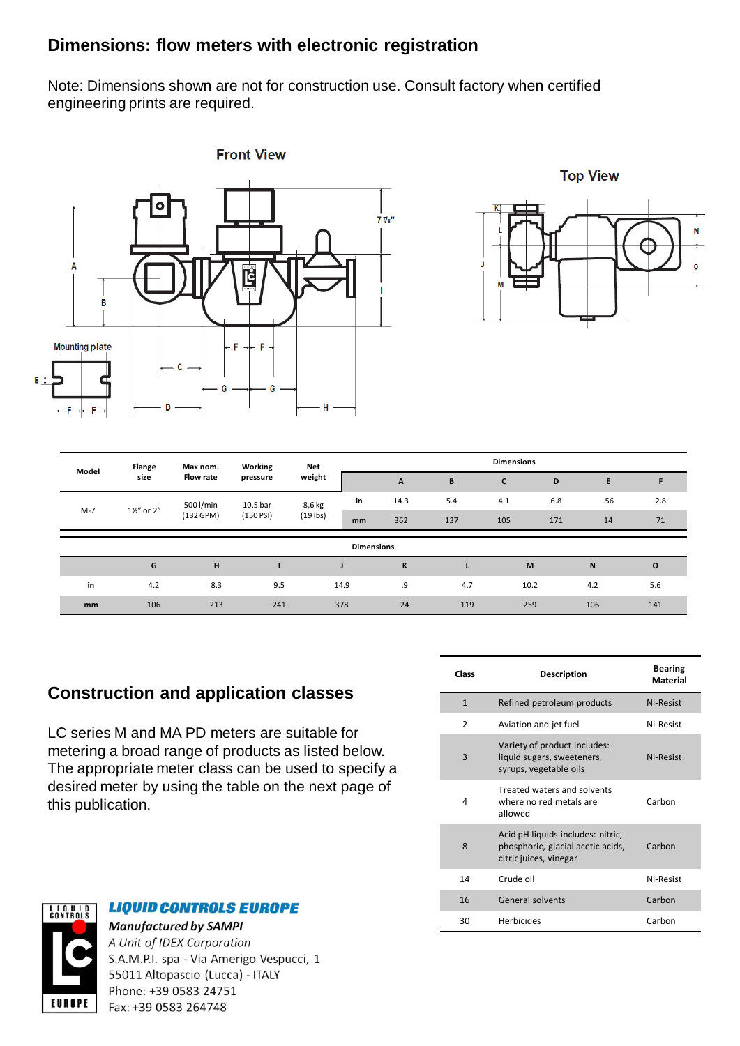## Dimensions: flow meters with electronic registration

Note: Dimensions shown are not for construction use. Consult factory when certified engineering prints are required.

Front View

Top View

7 7/8"

Mounting plate

| Model | Flange size | Max nom. Flow rate | Working pressure | Net weight | | Dimensions | | | | | |
|---|---|---|---|---|---|---|---|---|---|---|---|
| | | | | | | A | B | C | D | E | F |
| M-7 | 1½" or 2" | 500 l/min (132 GPM) | 10,5 bar (150 PSI) | 8,6 kg (19 lbs) | in | 14.3 | 5.4 | 4.1 | 6.8 | .56 | 2.8 |
| | | | | | mm | 362 | 137 | 105 | 171 | 14 | 71 |

| | Dimensions | | | | | | | | |
|---|---|---|---|---|---|---|---|---|---|
| | G | H | I | J | K | L | M | N | O |
| in | 4.2 | 8.3 | 9.5 | 14.9 | .9 | 4.7 | 10.2 | 4.2 | 5.6 |
| mm | 106 | 213 | 241 | 378 | 24 | 119 | 259 | 106 | 141 |

## Construction and application classes

LC series M and MA PD meters are suitable for metering a broad range of products as listed below. The appropriate meter class can be used to specify a desired meter by using the table on the next page of this publication.

| Class | Description | Bearing Material |
|---|---|---|
| 1 | Refined petroleum products | Ni-Resist |
| 2 | Aviation and jet fuel | Ni-Resist |
| 3 | Variety of product includes: liquid sugars, sweeteners, syrups, vegetable oils | Ni-Resist |
| 4 | Treated waters and solvents where no red metals are allowed | Carbon |
| 8 | Acid pH liquids includes: nitric, phosphoric, glacial acetic acids, citric juices, vinegar | Carbon |
| 14 | Crude oil | Ni-Resist |
| 16 | General solvents | Carbon |
| 30 | Herbicides | Carbon |

**LIQUID CONTROLS EUROPE**

***Manufactured by SAMPI***

*A Unit of IDEX Corporation*

S.A.M.P.I. spa - Via Amerigo Vespucci, 1
55011 Altopascio (Lucca) - ITALY
Phone: +39 0583 24751
Fax: +39 0583 264748